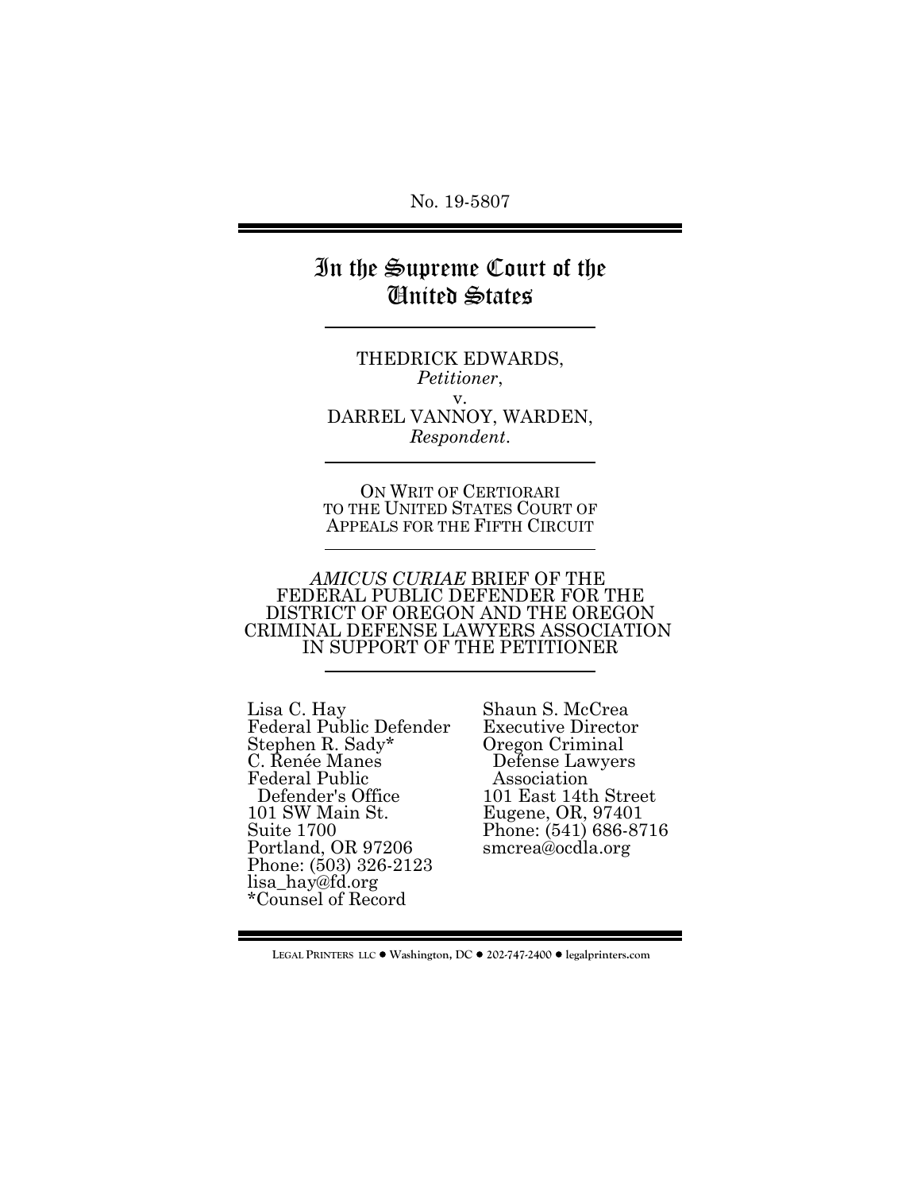No. 19-5807

# In the Supreme Court of the United States

THEDRICK EDWARDS,
*Petitioner*,
v.
DARREL VANNOY, WARDEN,
*Respondent*.

ON WRIT OF CERTIORARI
TO THE UNITED STATES COURT OF
APPEALS FOR THE FIFTH CIRCUIT

*AMICUS CURIAE* BRIEF OF THE
FEDERAL PUBLIC DEFENDER FOR THE
DISTRICT OF OREGON AND THE OREGON
CRIMINAL DEFENSE LAWYERS ASSOCIATION
IN SUPPORT OF THE PETITIONER

Lisa C. Hay
Federal Public Defender
Stephen R. Sady*
C. Renée Manes
Federal Public
Defender's Office
101 SW Main St.
Suite 1700
Portland, OR 97206
Phone: (503) 326-2123
lisa_hay@fd.org
*Counsel of Record

Shaun S. McCrea
Executive Director
Oregon Criminal
Defense Lawyers
Association
101 East 14th Street
Eugene, OR, 97401
Phone: (541) 686-8716
smcrea@ocdla.org

LEGAL PRINTERS LLC ● Washington, DC ● 202-747-2400 ● legalprinters.com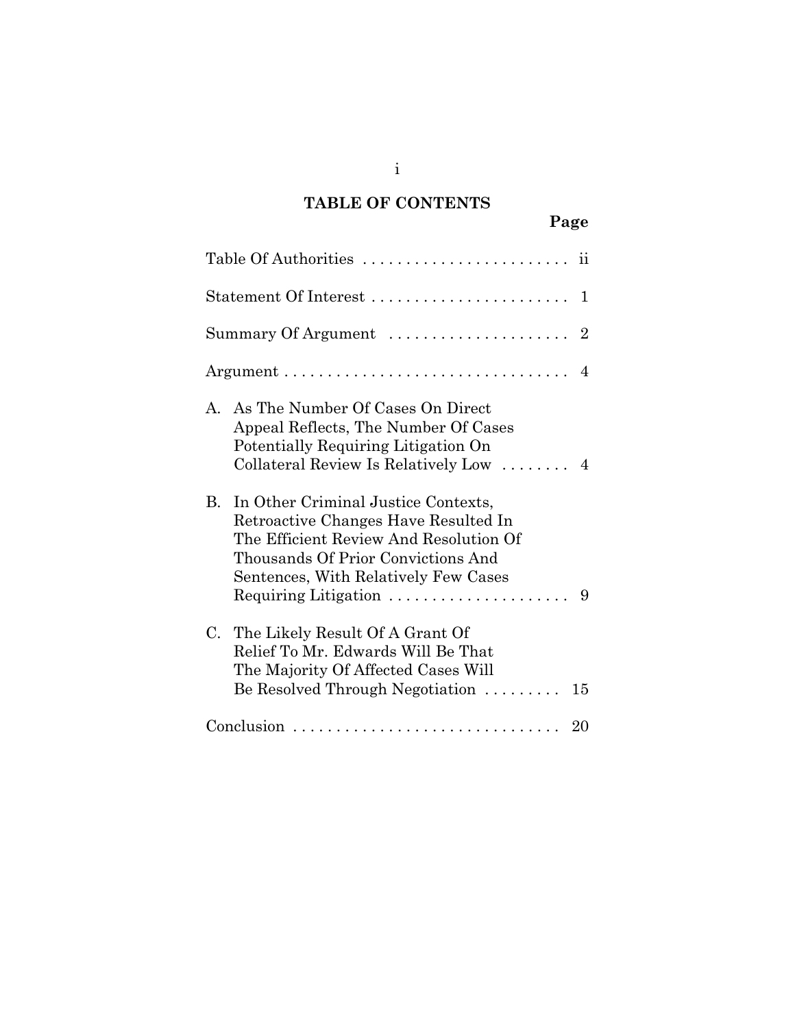## TABLE OF CONTENTS

| | Page |
|---|---|
| Table Of Authorities | ii |
| Statement Of Interest | 1 |
| Summary Of Argument | 2 |
| Argument | 4 |
| A. As The Number Of Cases On Direct Appeal Reflects, The Number Of Cases Potentially Requiring Litigation On Collateral Review Is Relatively Low | 4 |
| B. In Other Criminal Justice Contexts, Retroactive Changes Have Resulted In The Efficient Review And Resolution Of Thousands Of Prior Convictions And Sentences, With Relatively Few Cases Requiring Litigation | 9 |
| C. The Likely Result Of A Grant Of Relief To Mr. Edwards Will Be That The Majority Of Affected Cases Will Be Resolved Through Negotiation | 15 |
| Conclusion | 20 |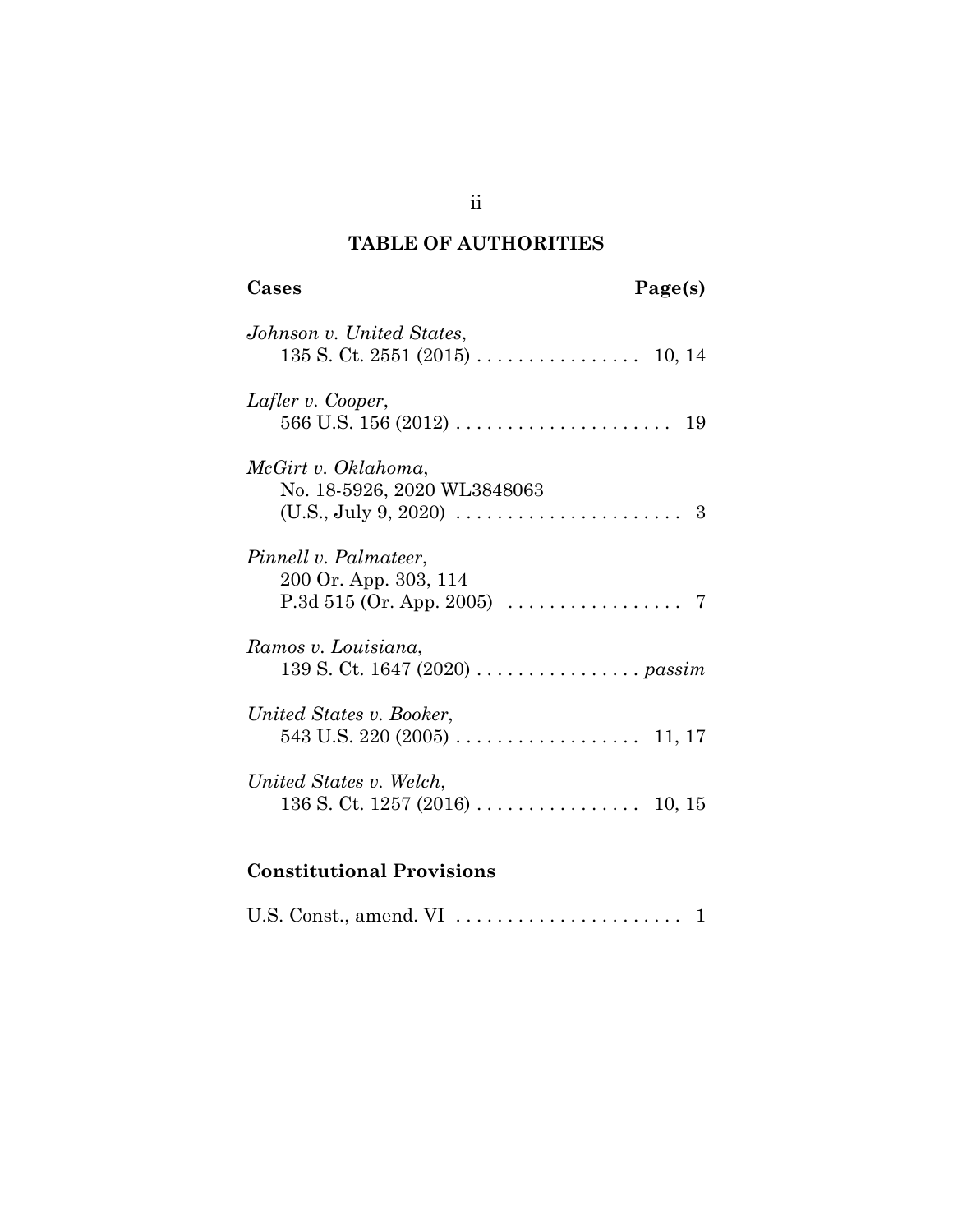# TABLE OF AUTHORITIES

| Cases | Page(s) |
|---|---|
| *Johnson v. United States*, 135 S. Ct. 2551 (2015) | 10, 14 |
| *Lafler v. Cooper*, 566 U.S. 156 (2012) | 19 |
| *McGirt v. Oklahoma*, No. 18-5926, 2020 WL3848063 (U.S., July 9, 2020) | 3 |
| *Pinnell v. Palmateer*, 200 Or. App. 303, 114 P.3d 515 (Or. App. 2005) | 7 |
| *Ramos v. Louisiana*, 139 S. Ct. 1647 (2020) | *passim* |
| *United States v. Booker*, 543 U.S. 220 (2005) | 11, 17 |
| *United States v. Welch*, 136 S. Ct. 1257 (2016) | 10, 15 |

## Constitutional Provisions

| | |
|---|---|
| U.S. Const., amend. VI | 1 |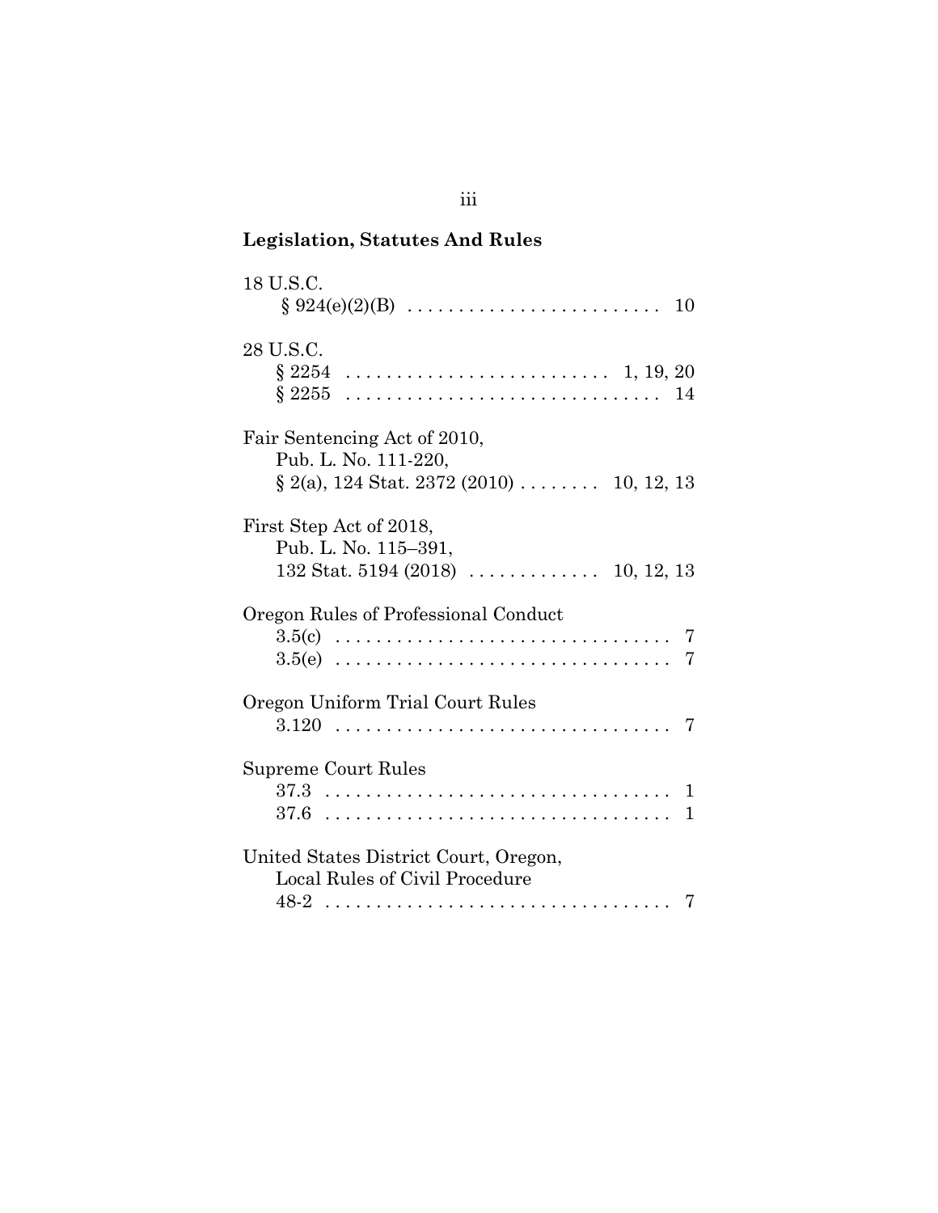## Legislation, Statutes And Rules

18 U.S.C.
  § 924(e)(2)(B) .......................... 10

28 U.S.C.
  § 2254 .......................... 1, 19, 20
  § 2255 ............................... 14

Fair Sentencing Act of 2010,
  Pub. L. No. 111-220,
  § 2(a), 124 Stat. 2372 (2010) ........ 10, 12, 13

First Step Act of 2018,
  Pub. L. No. 115–391,
  132 Stat. 5194 (2018) ............. 10, 12, 13

Oregon Rules of Professional Conduct
  3.5(c) ................................. 7
  3.5(e) ................................. 7

Oregon Uniform Trial Court Rules
  3.120 .................................. 7

Supreme Court Rules
  37.3 ................................... 1
  37.6 ................................... 1

United States District Court, Oregon,
  Local Rules of Civil Procedure
  48-2 ................................... 7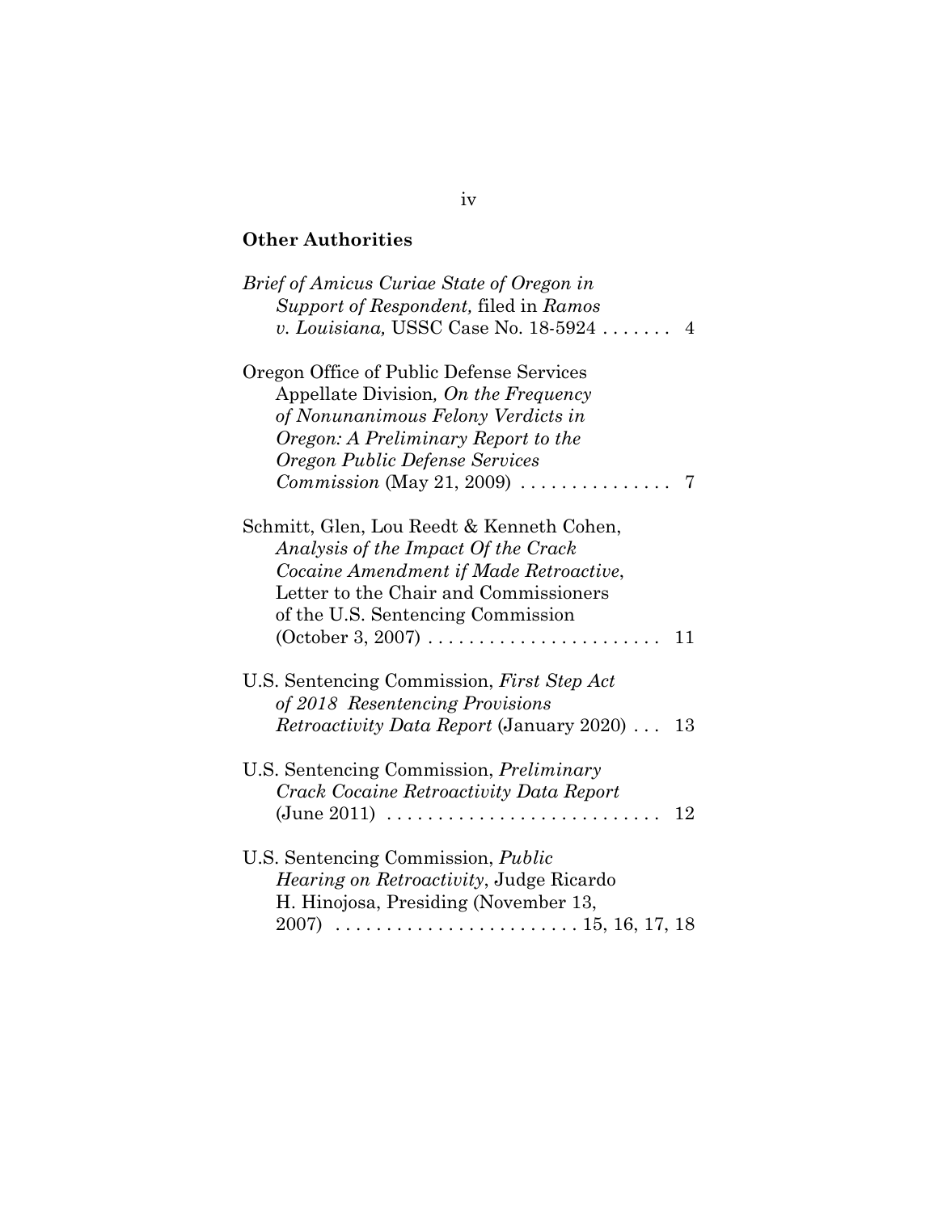## Other Authorities

*Brief of Amicus Curiae State of Oregon in Support of Respondent,* filed in *Ramos v. Louisiana,* USSC Case No. 18-5924 . . . . . . . 4

Oregon Office of Public Defense Services Appellate Division*, On the Frequency of Nonunanimous Felony Verdicts in Oregon: A Preliminary Report to the Oregon Public Defense Services Commission* (May 21, 2009) . . . . . . . . . . . . . . . 7

Schmitt, Glen, Lou Reedt & Kenneth Cohen, *Analysis of the Impact Of the Crack Cocaine Amendment if Made Retroactive*, Letter to the Chair and Commissioners of the U.S. Sentencing Commission (October 3, 2007) . . . . . . . . . . . . . . . . . . . . . . . 11

U.S. Sentencing Commission, *First Step Act of 2018 Resentencing Provisions Retroactivity Data Report* (January 2020) . . . 13

U.S. Sentencing Commission, *Preliminary Crack Cocaine Retroactivity Data Report* (June 2011) . . . . . . . . . . . . . . . . . . . . . . . . . . 12

U.S. Sentencing Commission, *Public Hearing on Retroactivity*, Judge Ricardo H. Hinojosa, Presiding (November 13, 2007) . . . . . . . . . . . . . . . . . . . . . . . . 15, 16, 17, 18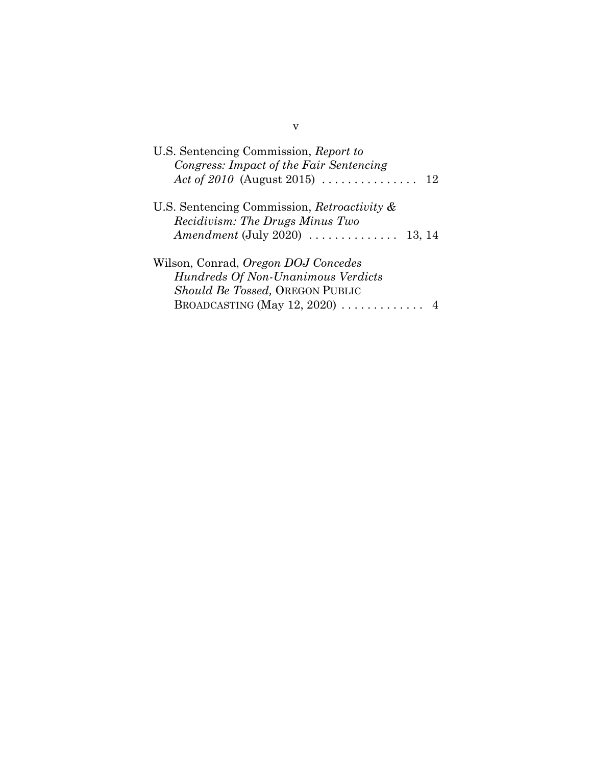U.S. Sentencing Commission, *Report to Congress: Impact of the Fair Sentencing Act of 2010* (August 2015) . . . . . . . . . . . . . . . 12

U.S. Sentencing Commission, *Retroactivity & Recidivism: The Drugs Minus Two Amendment* (July 2020) . . . . . . . . . . . . . . 13, 14

Wilson, Conrad, *Oregon DOJ Concedes Hundreds Of Non-Unanimous Verdicts Should Be Tossed,* OREGON PUBLIC BROADCASTING (May 12, 2020) . . . . . . . . . . . . . 4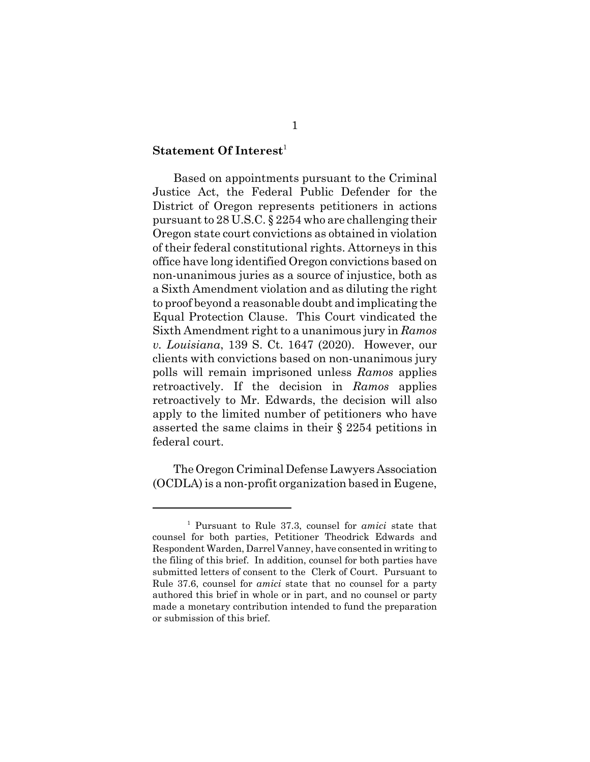## Statement Of Interest[1]

Based on appointments pursuant to the Criminal Justice Act, the Federal Public Defender for the District of Oregon represents petitioners in actions pursuant to 28 U.S.C. § 2254 who are challenging their Oregon state court convictions as obtained in violation of their federal constitutional rights. Attorneys in this office have long identified Oregon convictions based on non-unanimous juries as a source of injustice, both as a Sixth Amendment violation and as diluting the right to proof beyond a reasonable doubt and implicating the Equal Protection Clause. This Court vindicated the Sixth Amendment right to a unanimous jury in *Ramos v. Louisiana*, 139 S. Ct. 1647 (2020). However, our clients with convictions based on non-unanimous jury polls will remain imprisoned unless *Ramos* applies retroactively. If the decision in *Ramos* applies retroactively to Mr. Edwards, the decision will also apply to the limited number of petitioners who have asserted the same claims in their § 2254 petitions in federal court.

The Oregon Criminal Defense Lawyers Association (OCDLA) is a non-profit organization based in Eugene,

---

[1] Pursuant to Rule 37.3, counsel for *amici* state that counsel for both parties, Petitioner Theodrick Edwards and Respondent Warden, Darrel Vanney, have consented in writing to the filing of this brief. In addition, counsel for both parties have submitted letters of consent to the Clerk of Court. Pursuant to Rule 37.6, counsel for *amici* state that no counsel for a party authored this brief in whole or in part, and no counsel or party made a monetary contribution intended to fund the preparation or submission of this brief.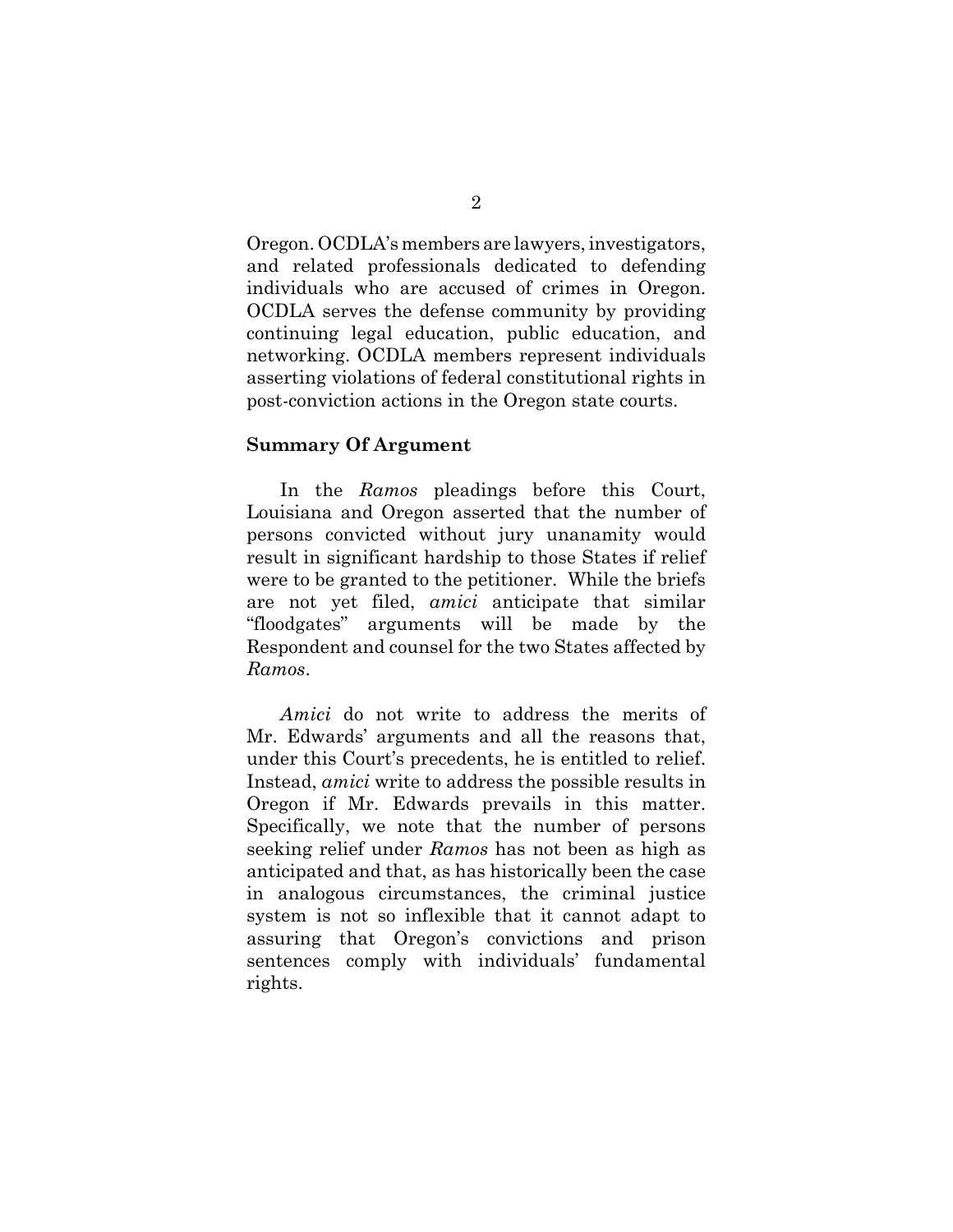Oregon. OCDLA's members are lawyers, investigators, and related professionals dedicated to defending individuals who are accused of crimes in Oregon. OCDLA serves the defense community by providing continuing legal education, public education, and networking. OCDLA members represent individuals asserting violations of federal constitutional rights in post-conviction actions in the Oregon state courts.

**Summary Of Argument**

In the *Ramos* pleadings before this Court, Louisiana and Oregon asserted that the number of persons convicted without jury unanamity would result in significant hardship to those States if relief were to be granted to the petitioner. While the briefs are not yet filed, *amici* anticipate that similar "floodgates" arguments will be made by the Respondent and counsel for the two States affected by *Ramos*.

*Amici* do not write to address the merits of Mr. Edwards' arguments and all the reasons that, under this Court's precedents, he is entitled to relief. Instead, *amici* write to address the possible results in Oregon if Mr. Edwards prevails in this matter. Specifically, we note that the number of persons seeking relief under *Ramos* has not been as high as anticipated and that, as has historically been the case in analogous circumstances, the criminal justice system is not so inflexible that it cannot adapt to assuring that Oregon's convictions and prison sentences comply with individuals' fundamental rights.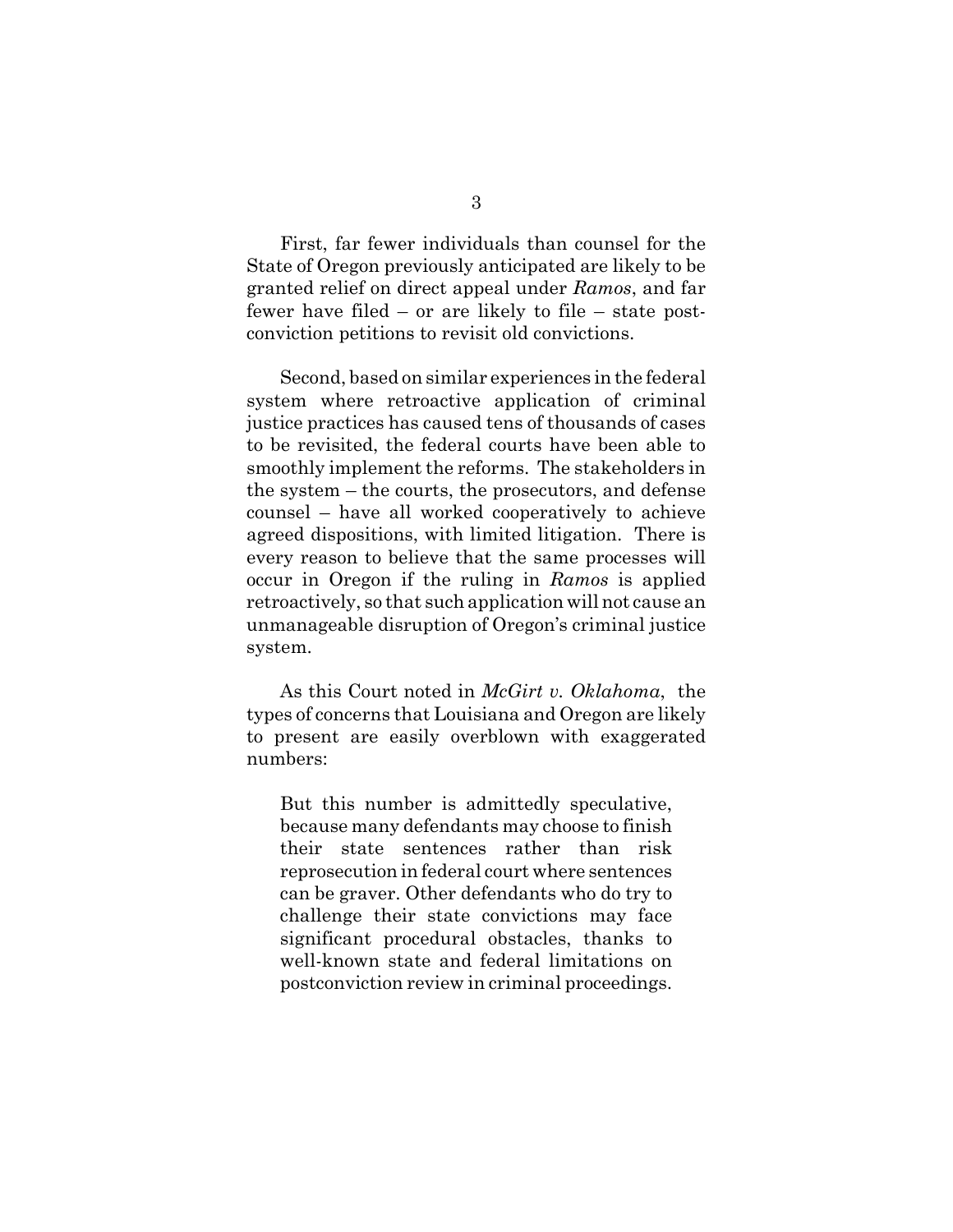First, far fewer individuals than counsel for the State of Oregon previously anticipated are likely to be granted relief on direct appeal under *Ramos*, and far fewer have filed – or are likely to file – state post-conviction petitions to revisit old convictions.

Second, based on similar experiences in the federal system where retroactive application of criminal justice practices has caused tens of thousands of cases to be revisited, the federal courts have been able to smoothly implement the reforms. The stakeholders in the system – the courts, the prosecutors, and defense counsel – have all worked cooperatively to achieve agreed dispositions, with limited litigation. There is every reason to believe that the same processes will occur in Oregon if the ruling in *Ramos* is applied retroactively, so that such application will not cause an unmanageable disruption of Oregon's criminal justice system.

As this Court noted in *McGirt v. Oklahoma*, the types of concerns that Louisiana and Oregon are likely to present are easily overblown with exaggerated numbers:

> But this number is admittedly speculative, because many defendants may choose to finish their state sentences rather than risk reprosecution in federal court where sentences can be graver. Other defendants who do try to challenge their state convictions may face significant procedural obstacles, thanks to well-known state and federal limitations on postconviction review in criminal proceedings.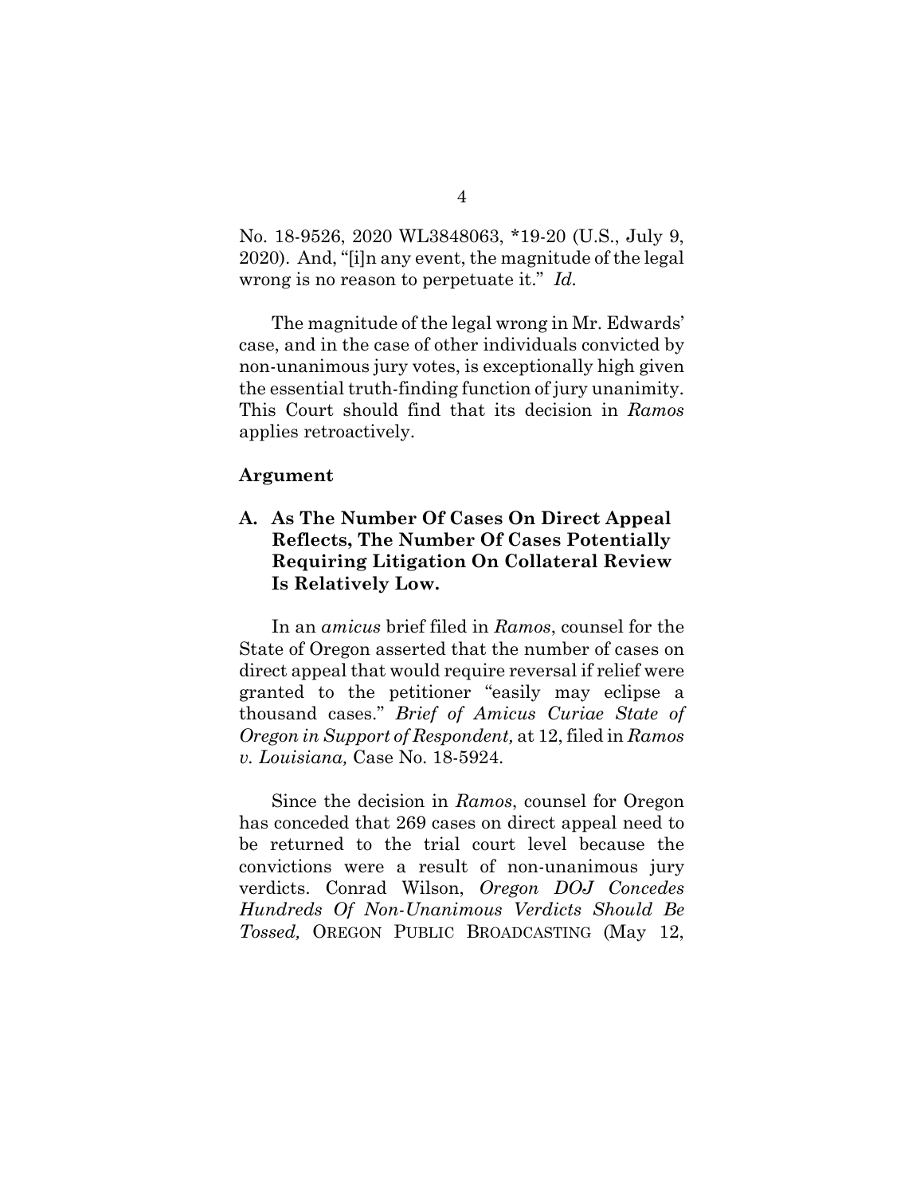No. 18-9526, 2020 WL3848063, \*19-20 (U.S., July 9, 2020). And, "[i]n any event, the magnitude of the legal wrong is no reason to perpetuate it." *Id.*

The magnitude of the legal wrong in Mr. Edwards' case, and in the case of other individuals convicted by non-unanimous jury votes, is exceptionally high given the essential truth-finding function of jury unanimity. This Court should find that its decision in *Ramos* applies retroactively.

**Argument**

**A. As The Number Of Cases On Direct Appeal Reflects, The Number Of Cases Potentially Requiring Litigation On Collateral Review Is Relatively Low.**

In an *amicus* brief filed in *Ramos*, counsel for the State of Oregon asserted that the number of cases on direct appeal that would require reversal if relief were granted to the petitioner "easily may eclipse a thousand cases." *Brief of Amicus Curiae State of Oregon in Support of Respondent,* at 12, filed in *Ramos v. Louisiana,* Case No. 18-5924.

Since the decision in *Ramos*, counsel for Oregon has conceded that 269 cases on direct appeal need to be returned to the trial court level because the convictions were a result of non-unanimous jury verdicts. Conrad Wilson, *Oregon DOJ Concedes Hundreds Of Non-Unanimous Verdicts Should Be Tossed,* OREGON PUBLIC BROADCASTING (May 12,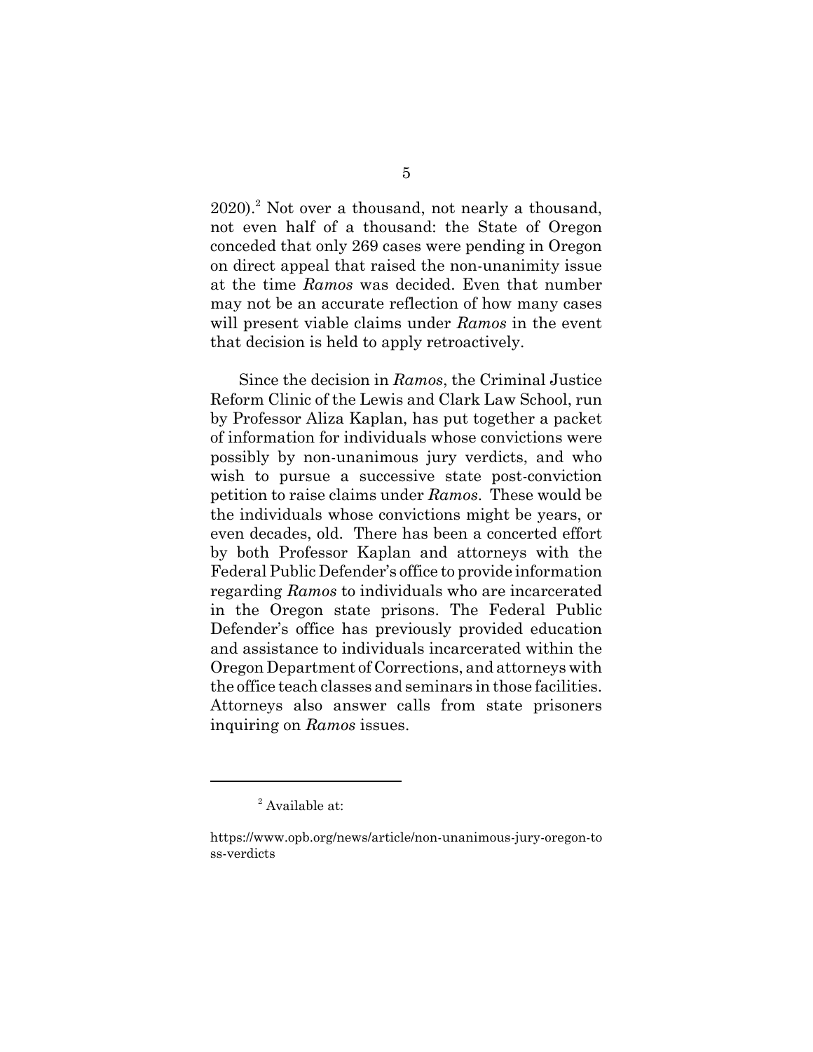2020).[2] Not over a thousand, not nearly a thousand, not even half of a thousand: the State of Oregon conceded that only 269 cases were pending in Oregon on direct appeal that raised the non-unanimity issue at the time *Ramos* was decided. Even that number may not be an accurate reflection of how many cases will present viable claims under *Ramos* in the event that decision is held to apply retroactively.

Since the decision in *Ramos*, the Criminal Justice Reform Clinic of the Lewis and Clark Law School, run by Professor Aliza Kaplan, has put together a packet of information for individuals whose convictions were possibly by non-unanimous jury verdicts, and who wish to pursue a successive state post-conviction petition to raise claims under *Ramos*. These would be the individuals whose convictions might be years, or even decades, old. There has been a concerted effort by both Professor Kaplan and attorneys with the Federal Public Defender's office to provide information regarding *Ramos* to individuals who are incarcerated in the Oregon state prisons. The Federal Public Defender's office has previously provided education and assistance to individuals incarcerated within the Oregon Department of Corrections, and attorneys with the office teach classes and seminars in those facilities. Attorneys also answer calls from state prisoners inquiring on *Ramos* issues.

---

[2] Available at:

https://www.opb.org/news/article/non-unanimous-jury-oregon-toss-verdicts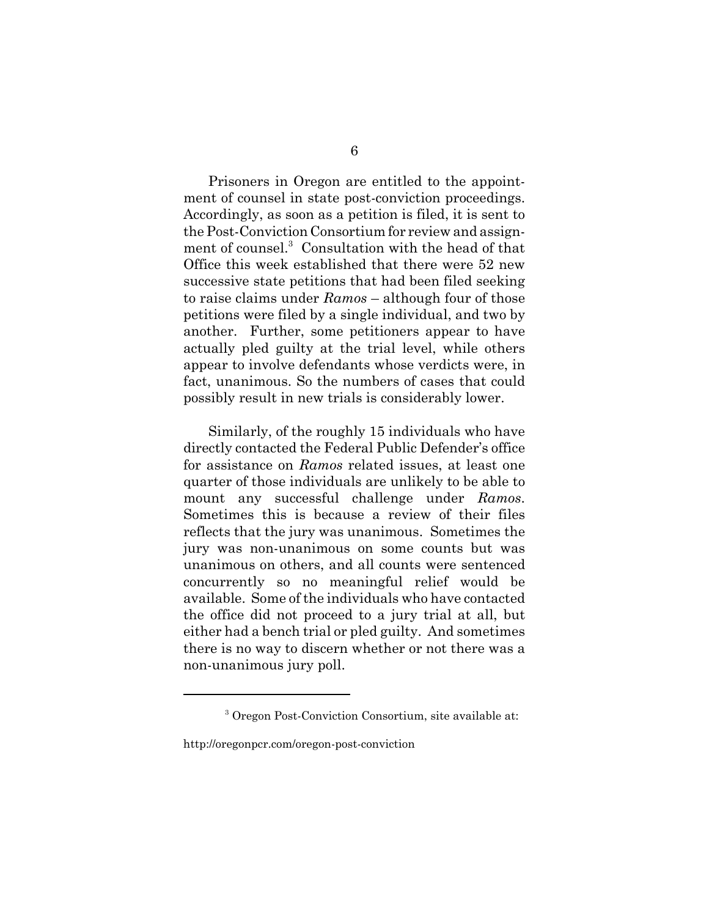Prisoners in Oregon are entitled to the appointment of counsel in state post-conviction proceedings. Accordingly, as soon as a petition is filed, it is sent to the Post-Conviction Consortium for review and assignment of counsel.[3] Consultation with the head of that Office this week established that there were 52 new successive state petitions that had been filed seeking to raise claims under *Ramos* – although four of those petitions were filed by a single individual, and two by another. Further, some petitioners appear to have actually pled guilty at the trial level, while others appear to involve defendants whose verdicts were, in fact, unanimous. So the numbers of cases that could possibly result in new trials is considerably lower.

Similarly, of the roughly 15 individuals who have directly contacted the Federal Public Defender's office for assistance on *Ramos* related issues, at least one quarter of those individuals are unlikely to be able to mount any successful challenge under *Ramos*. Sometimes this is because a review of their files reflects that the jury was unanimous. Sometimes the jury was non-unanimous on some counts but was unanimous on others, and all counts were sentenced concurrently so no meaningful relief would be available. Some of the individuals who have contacted the office did not proceed to a jury trial at all, but either had a bench trial or pled guilty. And sometimes there is no way to discern whether or not there was a non-unanimous jury poll.

---

[3] Oregon Post-Conviction Consortium, site available at:

http://oregonpcr.com/oregon-post-conviction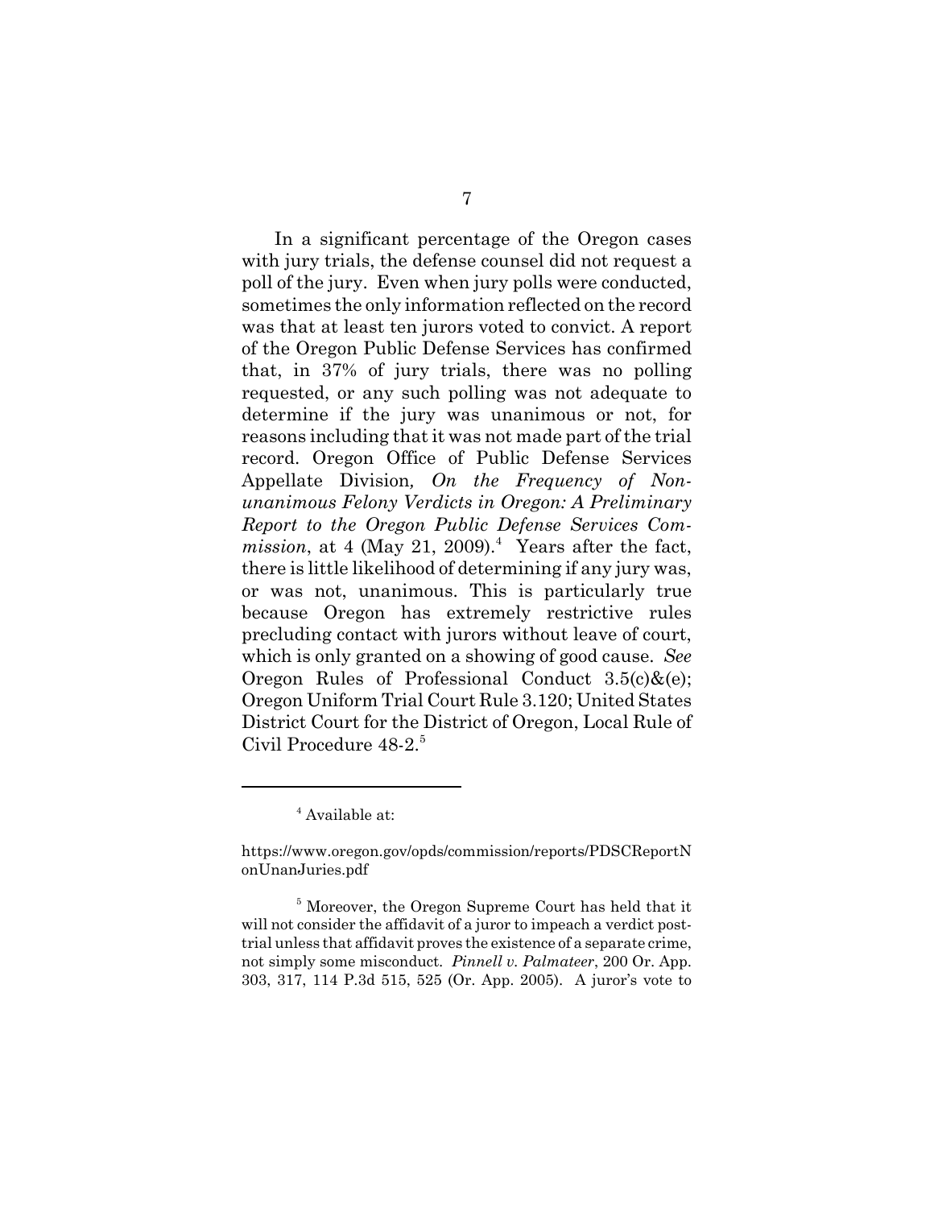In a significant percentage of the Oregon cases with jury trials, the defense counsel did not request a poll of the jury. Even when jury polls were conducted, sometimes the only information reflected on the record was that at least ten jurors voted to convict. A report of the Oregon Public Defense Services has confirmed that, in 37% of jury trials, there was no polling requested, or any such polling was not adequate to determine if the jury was unanimous or not, for reasons including that it was not made part of the trial record. Oregon Office of Public Defense Services Appellate Division, *On the Frequency of Non-unanimous Felony Verdicts in Oregon: A Preliminary Report to the Oregon Public Defense Services Commission*, at 4 (May 21, 2009).[4] Years after the fact, there is little likelihood of determining if any jury was, or was not, unanimous. This is particularly true because Oregon has extremely restrictive rules precluding contact with jurors without leave of court, which is only granted on a showing of good cause. *See* Oregon Rules of Professional Conduct 3.5(c)&(e); Oregon Uniform Trial Court Rule 3.120; United States District Court for the District of Oregon, Local Rule of Civil Procedure 48-2.[5]

---

[4] Available at:

https://www.oregon.gov/opds/commission/reports/PDSCReportNonUnanJuries.pdf

[5] Moreover, the Oregon Supreme Court has held that it will not consider the affidavit of a juror to impeach a verdict post-trial unless that affidavit proves the existence of a separate crime, not simply some misconduct. *Pinnell v. Palmateer*, 200 Or. App. 303, 317, 114 P.3d 515, 525 (Or. App. 2005). A juror's vote to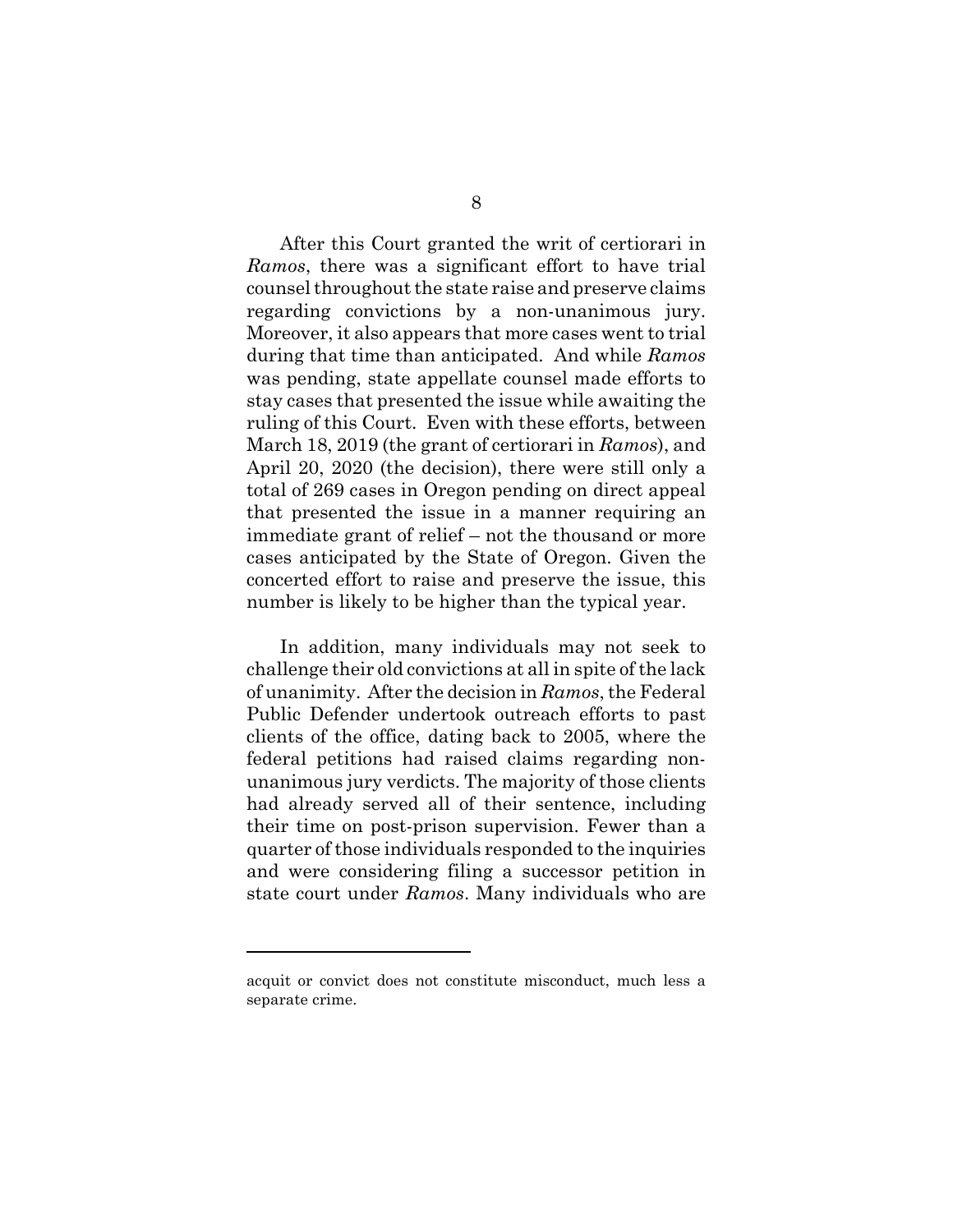After this Court granted the writ of certiorari in *Ramos*, there was a significant effort to have trial counsel throughout the state raise and preserve claims regarding convictions by a non-unanimous jury. Moreover, it also appears that more cases went to trial during that time than anticipated. And while *Ramos* was pending, state appellate counsel made efforts to stay cases that presented the issue while awaiting the ruling of this Court. Even with these efforts, between March 18, 2019 (the grant of certiorari in *Ramos*), and April 20, 2020 (the decision), there were still only a total of 269 cases in Oregon pending on direct appeal that presented the issue in a manner requiring an immediate grant of relief – not the thousand or more cases anticipated by the State of Oregon. Given the concerted effort to raise and preserve the issue, this number is likely to be higher than the typical year.

In addition, many individuals may not seek to challenge their old convictions at all in spite of the lack of unanimity. After the decision in *Ramos*, the Federal Public Defender undertook outreach efforts to past clients of the office, dating back to 2005, where the federal petitions had raised claims regarding non-unanimous jury verdicts. The majority of those clients had already served all of their sentence, including their time on post-prison supervision. Fewer than a quarter of those individuals responded to the inquiries and were considering filing a successor petition in state court under *Ramos*. Many individuals who are

---

acquit or convict does not constitute misconduct, much less a separate crime.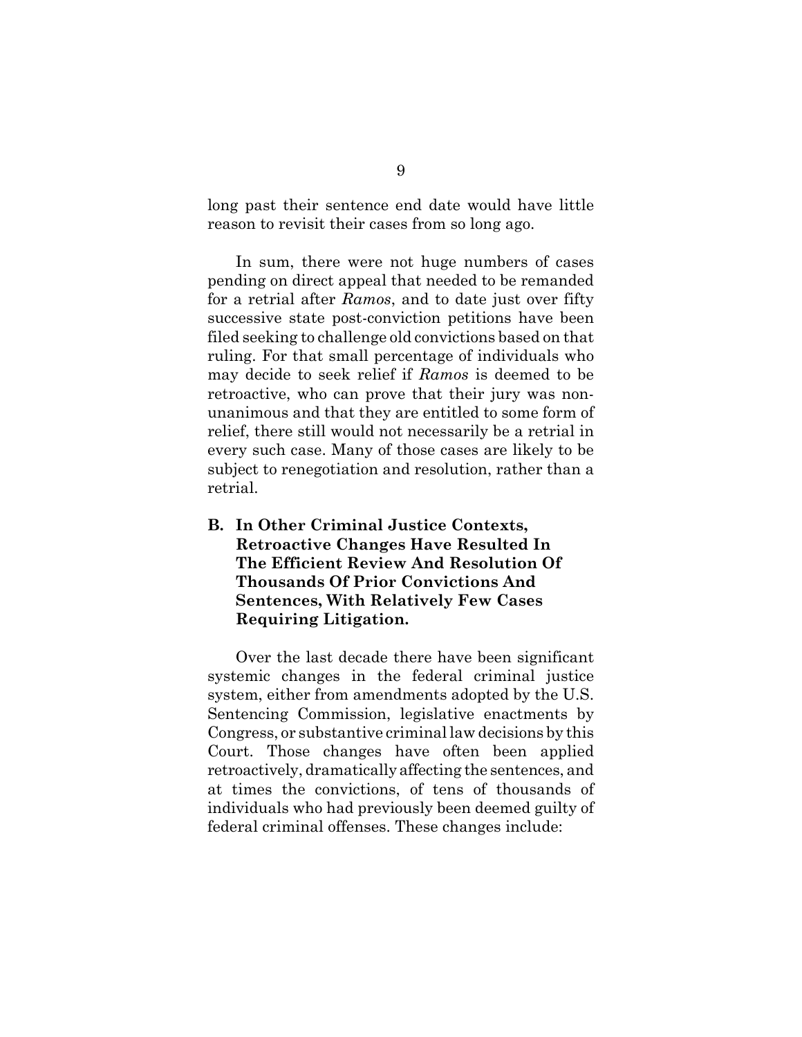long past their sentence end date would have little reason to revisit their cases from so long ago.

In sum, there were not huge numbers of cases pending on direct appeal that needed to be remanded for a retrial after *Ramos*, and to date just over fifty successive state post-conviction petitions have been filed seeking to challenge old convictions based on that ruling. For that small percentage of individuals who may decide to seek relief if *Ramos* is deemed to be retroactive, who can prove that their jury was non-unanimous and that they are entitled to some form of relief, there still would not necessarily be a retrial in every such case. Many of those cases are likely to be subject to renegotiation and resolution, rather than a retrial.

### B. In Other Criminal Justice Contexts, Retroactive Changes Have Resulted In The Efficient Review And Resolution Of Thousands Of Prior Convictions And Sentences, With Relatively Few Cases Requiring Litigation.

Over the last decade there have been significant systemic changes in the federal criminal justice system, either from amendments adopted by the U.S. Sentencing Commission, legislative enactments by Congress, or substantive criminal law decisions by this Court. Those changes have often been applied retroactively, dramatically affecting the sentences, and at times the convictions, of tens of thousands of individuals who had previously been deemed guilty of federal criminal offenses. These changes include: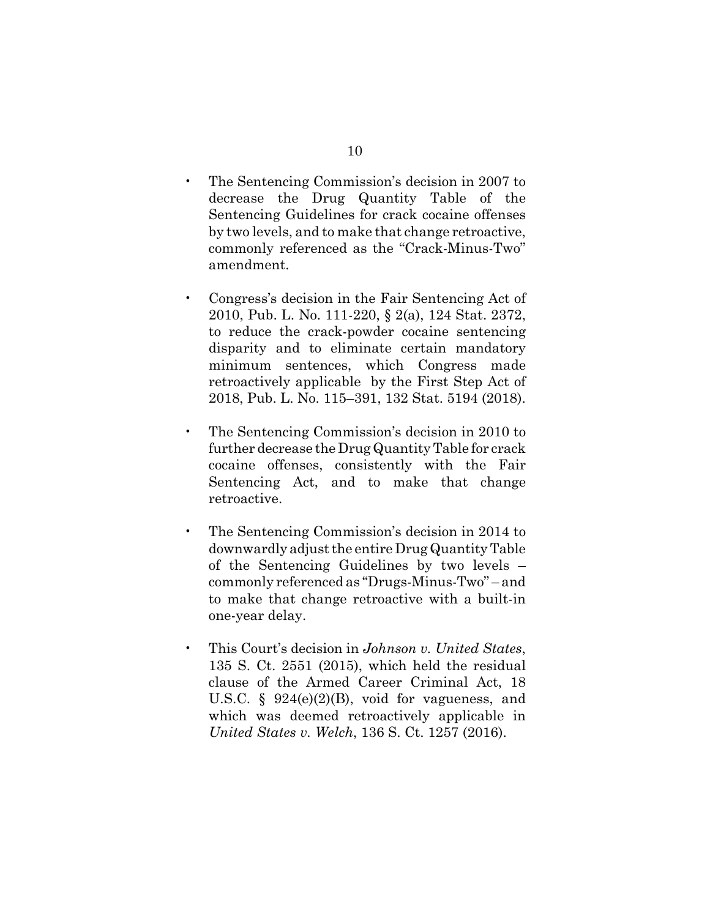- The Sentencing Commission's decision in 2007 to decrease the Drug Quantity Table of the Sentencing Guidelines for crack cocaine offenses by two levels, and to make that change retroactive, commonly referenced as the "Crack-Minus-Two" amendment.

- Congress's decision in the Fair Sentencing Act of 2010, Pub. L. No. 111-220, § 2(a), 124 Stat. 2372, to reduce the crack-powder cocaine sentencing disparity and to eliminate certain mandatory minimum sentences, which Congress made retroactively applicable by the First Step Act of 2018, Pub. L. No. 115–391, 132 Stat. 5194 (2018).

- The Sentencing Commission's decision in 2010 to further decrease the Drug Quantity Table for crack cocaine offenses, consistently with the Fair Sentencing Act, and to make that change retroactive.

- The Sentencing Commission's decision in 2014 to downwardly adjust the entire Drug Quantity Table of the Sentencing Guidelines by two levels – commonly referenced as "Drugs-Minus-Two" – and to make that change retroactive with a built-in one-year delay.

- This Court's decision in *Johnson v. United States*, 135 S. Ct. 2551 (2015), which held the residual clause of the Armed Career Criminal Act, 18 U.S.C. § 924(e)(2)(B), void for vagueness, and which was deemed retroactively applicable in *United States v. Welch*, 136 S. Ct. 1257 (2016).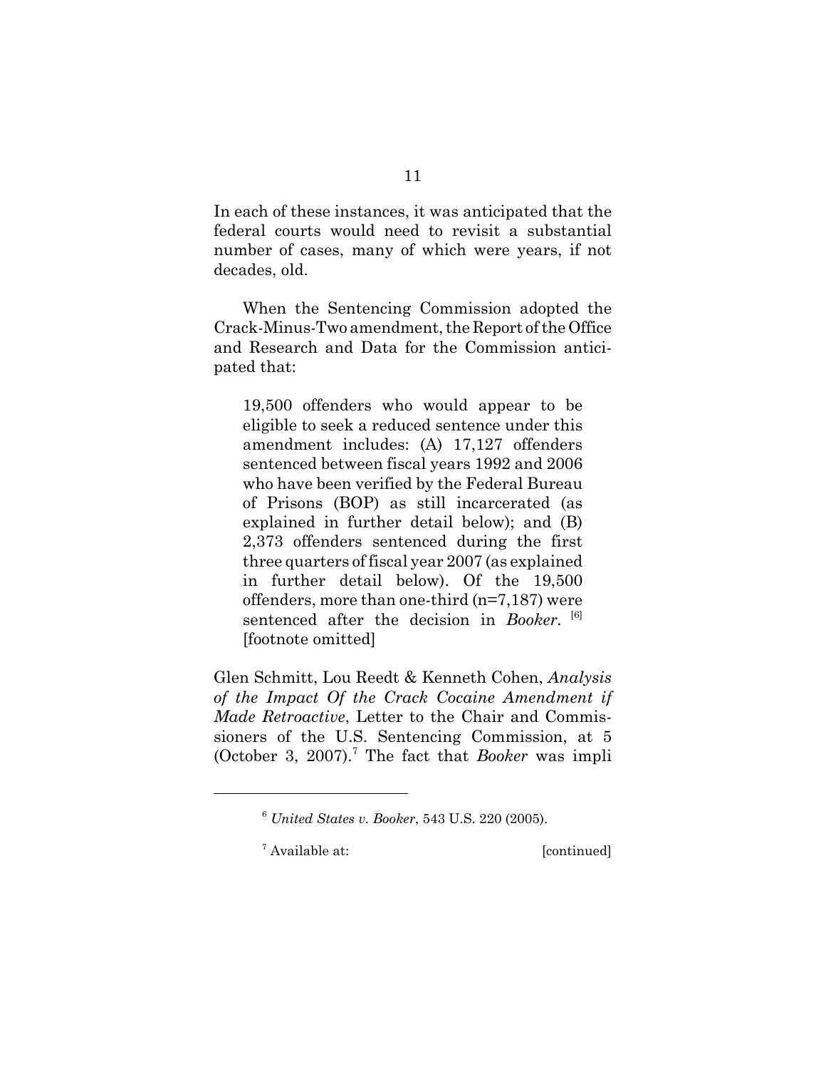In each of these instances, it was anticipated that the federal courts would need to revisit a substantial number of cases, many of which were years, if not decades, old.

When the Sentencing Commission adopted the Crack-Minus-Two amendment, the Report of the Office and Research and Data for the Commission anticipated that:

> 19,500 offenders who would appear to be eligible to seek a reduced sentence under this amendment includes: (A) 17,127 offenders sentenced between fiscal years 1992 and 2006 who have been verified by the Federal Bureau of Prisons (BOP) as still incarcerated (as explained in further detail below); and (B) 2,373 offenders sentenced during the first three quarters of fiscal year 2007 (as explained in further detail below). Of the 19,500 offenders, more than one-third (n=7,187) were sentenced after the decision in *Booker*. [6] [footnote omitted]

Glen Schmitt, Lou Reedt & Kenneth Cohen, *Analysis of the Impact Of the Crack Cocaine Amendment if Made Retroactive*, Letter to the Chair and Commissioners of the U.S. Sentencing Commission, at 5 (October 3, 2007).[7] The fact that *Booker* was impli

---

[6] *United States v. Booker*, 543 U.S. 220 (2005).

[7] Available at: [continued]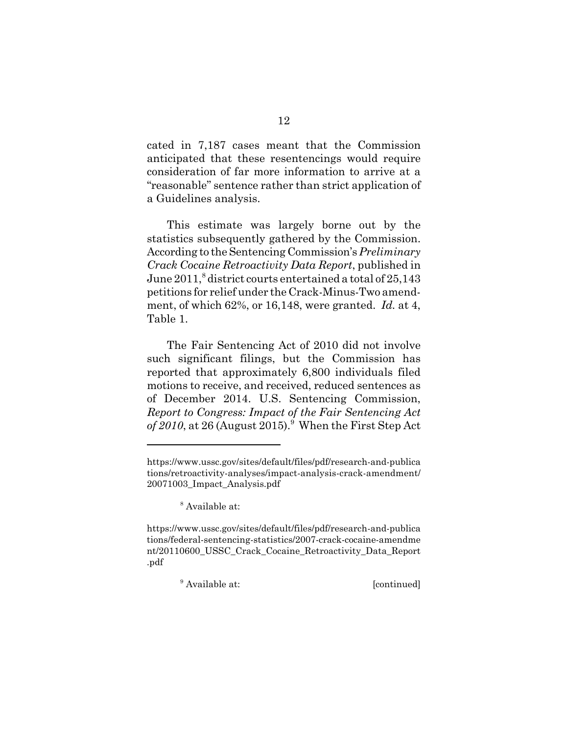cated in 7,187 cases meant that the Commission anticipated that these resentencings would require consideration of far more information to arrive at a "reasonable" sentence rather than strict application of a Guidelines analysis.

This estimate was largely borne out by the statistics subsequently gathered by the Commission. According to the Sentencing Commission's *Preliminary Crack Cocaine Retroactivity Data Report*, published in June 2011,[8] district courts entertained a total of 25,143 petitions for relief under the Crack-Minus-Two amendment, of which 62%, or 16,148, were granted. *Id.* at 4, Table 1.

The Fair Sentencing Act of 2010 did not involve such significant filings, but the Commission has reported that approximately 6,800 individuals filed motions to receive, and received, reduced sentences as of December 2014. U.S. Sentencing Commission, *Report to Congress: Impact of the Fair Sentencing Act of 2010*, at 26 (August 2015).[9] When the First Step Act

---

https://www.ussc.gov/sites/default/files/pdf/research-and-publications/retroactivity-analyses/impact-analysis-crack-amendment/20071003_Impact_Analysis.pdf

[8] Available at:

https://www.ussc.gov/sites/default/files/pdf/research-and-publications/federal-sentencing-statistics/2007-crack-cocaine-amendment/20110600_USSC_Crack_Cocaine_Retroactivity_Data_Report.pdf

[9] Available at: [continued]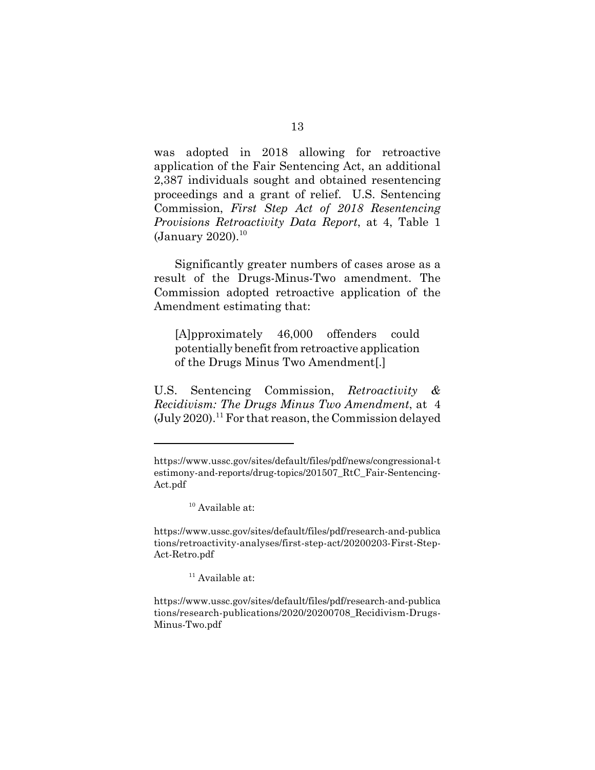was adopted in 2018 allowing for retroactive application of the Fair Sentencing Act, an additional 2,387 individuals sought and obtained resentencing proceedings and a grant of relief. U.S. Sentencing Commission, *First Step Act of 2018 Resentencing Provisions Retroactivity Data Report*, at 4, Table 1 (January 2020).[10]

Significantly greater numbers of cases arose as a result of the Drugs-Minus-Two amendment. The Commission adopted retroactive application of the Amendment estimating that:

> [A]pproximately 46,000 offenders could potentially benefit from retroactive application of the Drugs Minus Two Amendment[.]

U.S. Sentencing Commission, *Retroactivity & Recidivism: The Drugs Minus Two Amendment*, at 4 (July 2020).[11] For that reason, the Commission delayed

---

https://www.ussc.gov/sites/default/files/pdf/news/congressional-testimony-and-reports/drug-topics/201507_RtC_Fair-Sentencing-Act.pdf

[10] Available at:

https://www.ussc.gov/sites/default/files/pdf/research-and-publications/retroactivity-analyses/first-step-act/20200203-First-Step-Act-Retro.pdf

[11] Available at:

https://www.ussc.gov/sites/default/files/pdf/research-and-publications/research-publications/2020/20200708_Recidivism-Drugs-Minus-Two.pdf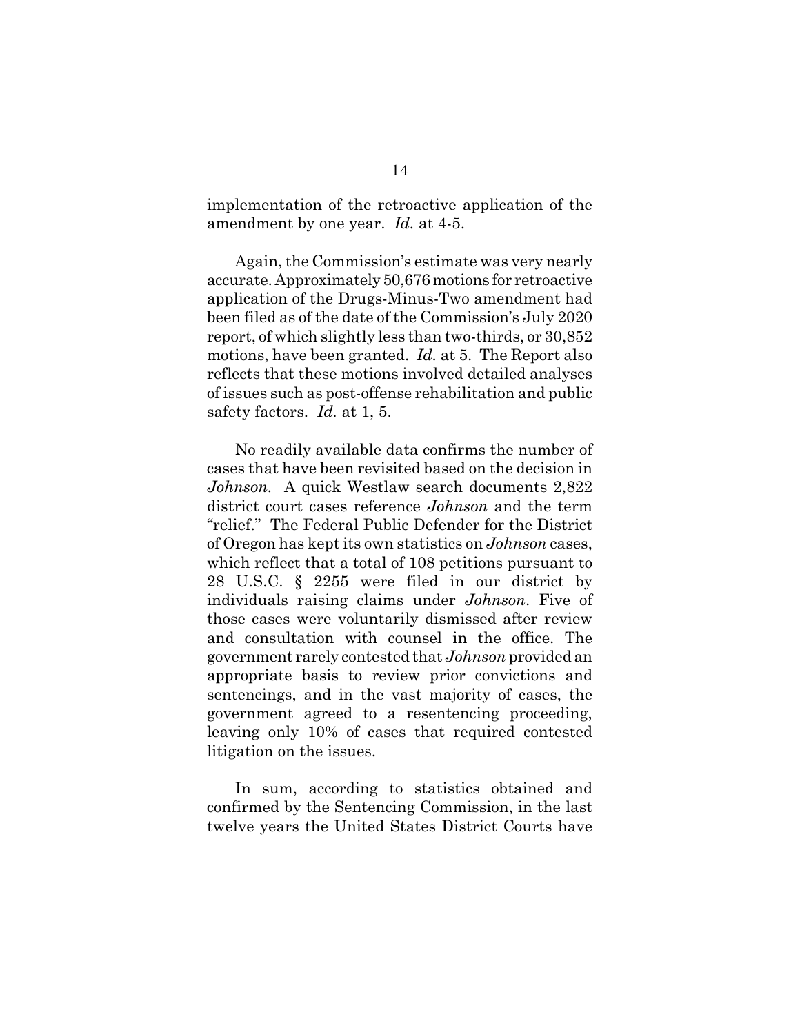implementation of the retroactive application of the amendment by one year. *Id.* at 4-5.

Again, the Commission's estimate was very nearly accurate. Approximately 50,676 motions for retroactive application of the Drugs-Minus-Two amendment had been filed as of the date of the Commission's July 2020 report, of which slightly less than two-thirds, or 30,852 motions, have been granted. *Id.* at 5. The Report also reflects that these motions involved detailed analyses of issues such as post-offense rehabilitation and public safety factors. *Id.* at 1, 5.

No readily available data confirms the number of cases that have been revisited based on the decision in *Johnson*. A quick Westlaw search documents 2,822 district court cases reference *Johnson* and the term "relief." The Federal Public Defender for the District of Oregon has kept its own statistics on *Johnson* cases, which reflect that a total of 108 petitions pursuant to 28 U.S.C. § 2255 were filed in our district by individuals raising claims under *Johnson*. Five of those cases were voluntarily dismissed after review and consultation with counsel in the office. The government rarely contested that *Johnson* provided an appropriate basis to review prior convictions and sentencings, and in the vast majority of cases, the government agreed to a resentencing proceeding, leaving only 10% of cases that required contested litigation on the issues.

In sum, according to statistics obtained and confirmed by the Sentencing Commission, in the last twelve years the United States District Courts have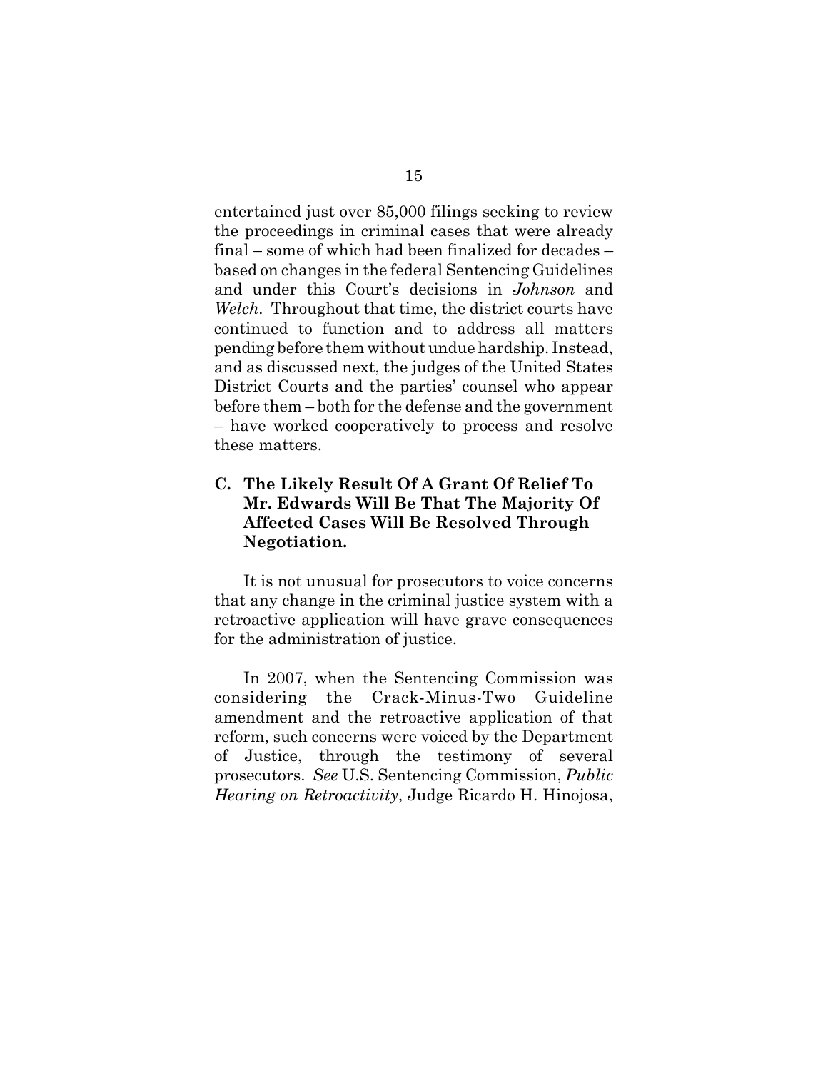entertained just over 85,000 filings seeking to review the proceedings in criminal cases that were already final – some of which had been finalized for decades – based on changes in the federal Sentencing Guidelines and under this Court's decisions in *Johnson* and *Welch*. Throughout that time, the district courts have continued to function and to address all matters pending before them without undue hardship. Instead, and as discussed next, the judges of the United States District Courts and the parties' counsel who appear before them – both for the defense and the government – have worked cooperatively to process and resolve these matters.

### C. The Likely Result Of A Grant Of Relief To Mr. Edwards Will Be That The Majority Of Affected Cases Will Be Resolved Through Negotiation.

It is not unusual for prosecutors to voice concerns that any change in the criminal justice system with a retroactive application will have grave consequences for the administration of justice.

In 2007, when the Sentencing Commission was considering the Crack-Minus-Two Guideline amendment and the retroactive application of that reform, such concerns were voiced by the Department of Justice, through the testimony of several prosecutors. *See* U.S. Sentencing Commission, *Public Hearing on Retroactivity*, Judge Ricardo H. Hinojosa,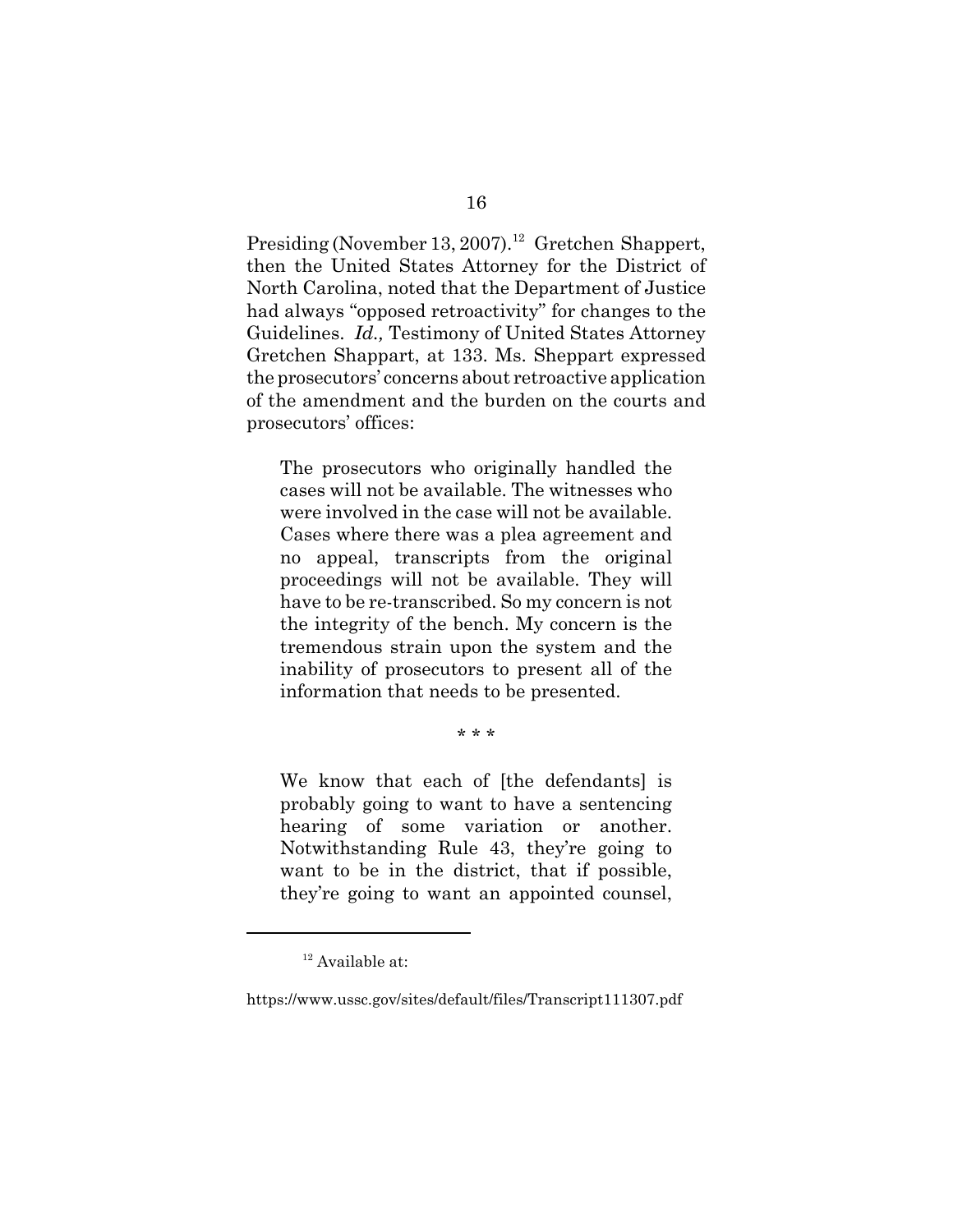Presiding (November 13, 2007).[12] Gretchen Shappert, then the United States Attorney for the District of North Carolina, noted that the Department of Justice had always "opposed retroactivity" for changes to the Guidelines. *Id.,* Testimony of United States Attorney Gretchen Shappart, at 133. Ms. Sheppart expressed the prosecutors' concerns about retroactive application of the amendment and the burden on the courts and prosecutors' offices:

> The prosecutors who originally handled the cases will not be available. The witnesses who were involved in the case will not be available. Cases where there was a plea agreement and no appeal, transcripts from the original proceedings will not be available. They will have to be re-transcribed. So my concern is not the integrity of the bench. My concern is the tremendous strain upon the system and the inability of prosecutors to present all of the information that needs to be presented.
>
> \* \* \*
>
> We know that each of [the defendants] is probably going to want to have a sentencing hearing of some variation or another. Notwithstanding Rule 43, they're going to want to be in the district, that if possible, they're going to want an appointed counsel,

---

[12] Available at:

https://www.ussc.gov/sites/default/files/Transcript111307.pdf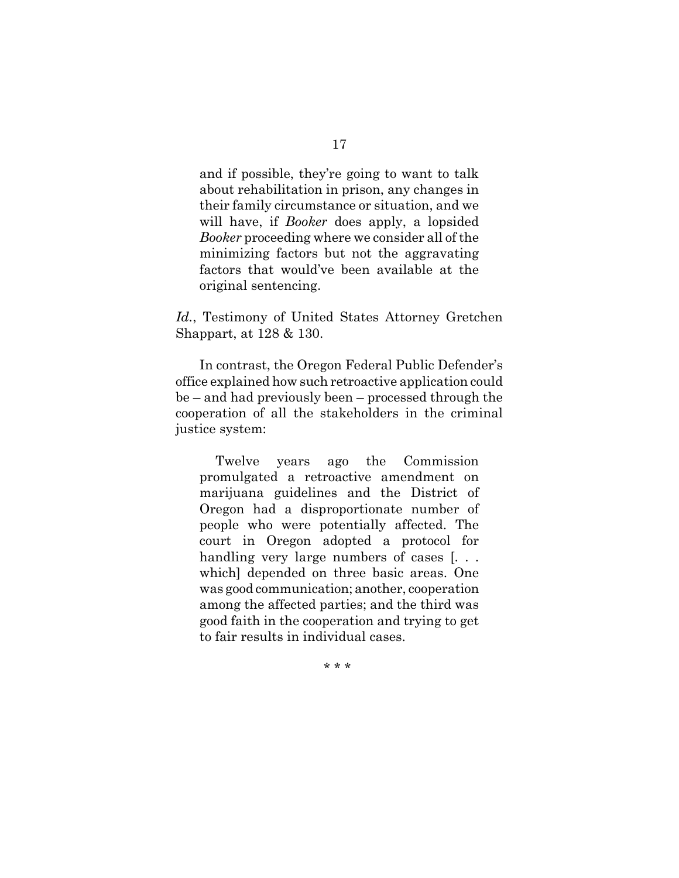> and if possible, they're going to want to talk about rehabilitation in prison, any changes in their family circumstance or situation, and we will have, if *Booker* does apply, a lopsided *Booker* proceeding where we consider all of the minimizing factors but not the aggravating factors that would've been available at the original sentencing.

*Id.*, Testimony of United States Attorney Gretchen Shappart, at 128 & 130.

In contrast, the Oregon Federal Public Defender's office explained how such retroactive application could be – and had previously been – processed through the cooperation of all the stakeholders in the criminal justice system:

> Twelve years ago the Commission promulgated a retroactive amendment on marijuana guidelines and the District of Oregon had a disproportionate number of people who were potentially affected. The court in Oregon adopted a protocol for handling very large numbers of cases [. . . which] depended on three basic areas. One was good communication; another, cooperation among the affected parties; and the third was good faith in the cooperation and trying to get to fair results in individual cases.

\* \* \*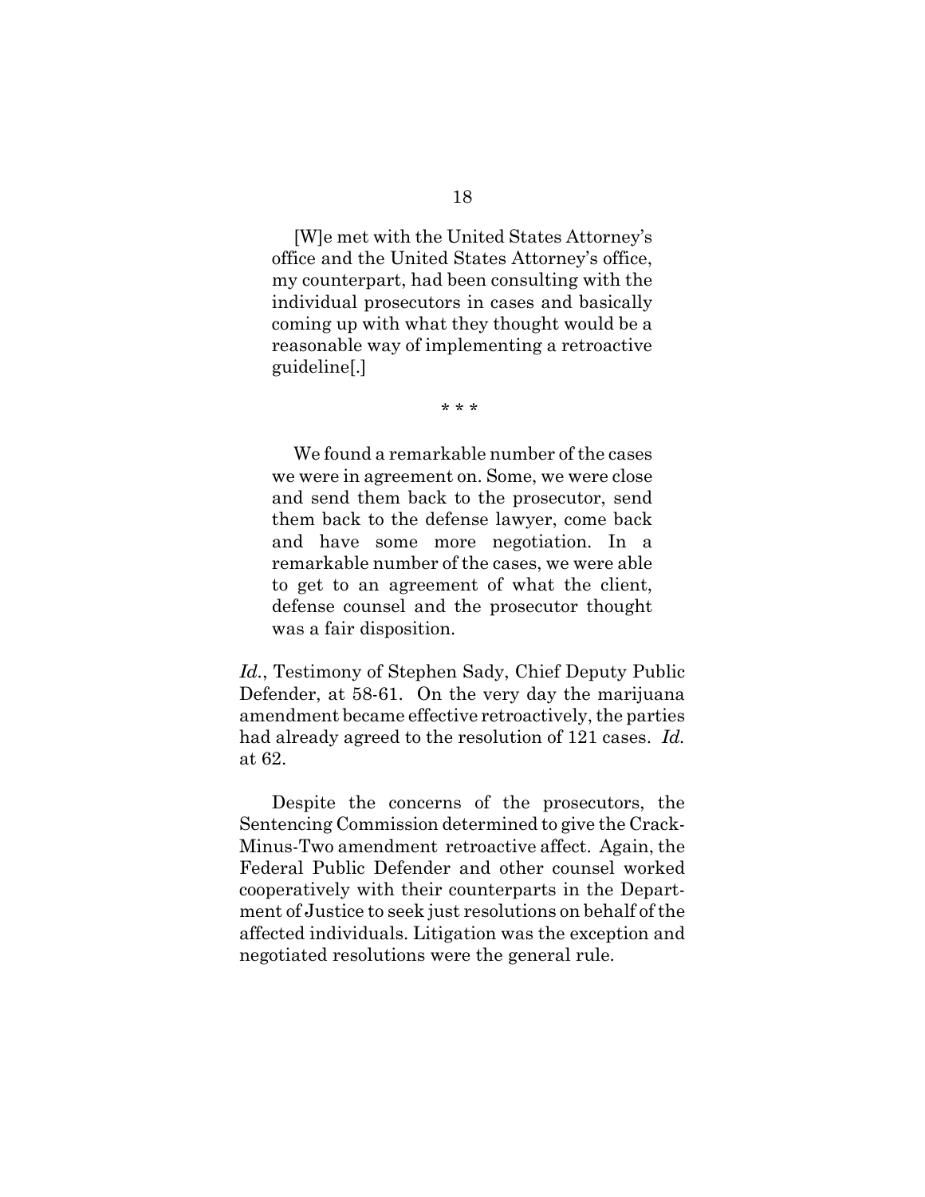> [W]e met with the United States Attorney's office and the United States Attorney's office, my counterpart, had been consulting with the individual prosecutors in cases and basically coming up with what they thought would be a reasonable way of implementing a retroactive guideline[.]
>
> \* \* \*
>
> We found a remarkable number of the cases we were in agreement on. Some, we were close and send them back to the prosecutor, send them back to the defense lawyer, come back and have some more negotiation. In a remarkable number of the cases, we were able to get to an agreement of what the client, defense counsel and the prosecutor thought was a fair disposition.

*Id.*, Testimony of Stephen Sady, Chief Deputy Public Defender, at 58-61. On the very day the marijuana amendment became effective retroactively, the parties had already agreed to the resolution of 121 cases. *Id.* at 62.

Despite the concerns of the prosecutors, the Sentencing Commission determined to give the Crack-Minus-Two amendment retroactive affect. Again, the Federal Public Defender and other counsel worked cooperatively with their counterparts in the Department of Justice to seek just resolutions on behalf of the affected individuals. Litigation was the exception and negotiated resolutions were the general rule.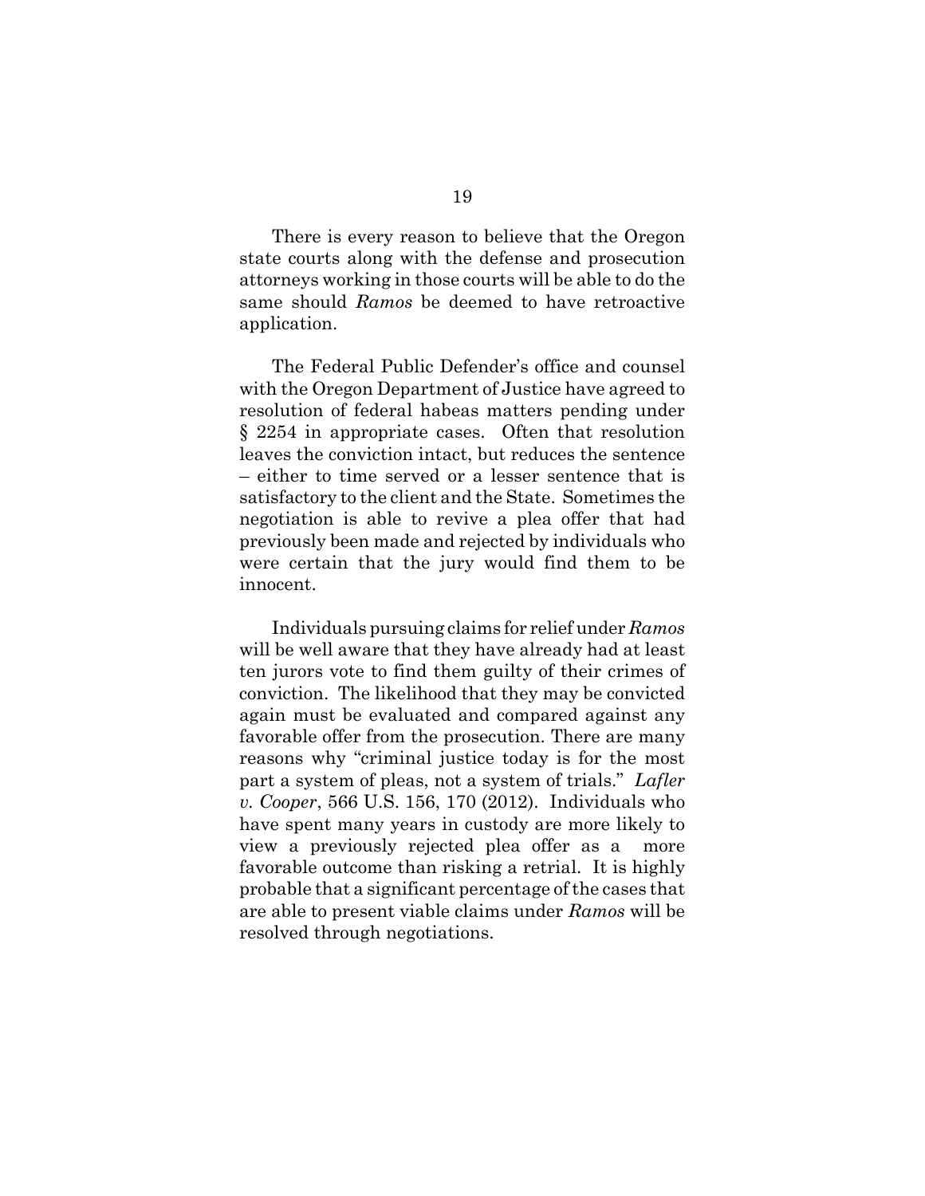There is every reason to believe that the Oregon state courts along with the defense and prosecution attorneys working in those courts will be able to do the same should *Ramos* be deemed to have retroactive application.

The Federal Public Defender's office and counsel with the Oregon Department of Justice have agreed to resolution of federal habeas matters pending under § 2254 in appropriate cases. Often that resolution leaves the conviction intact, but reduces the sentence – either to time served or a lesser sentence that is satisfactory to the client and the State. Sometimes the negotiation is able to revive a plea offer that had previously been made and rejected by individuals who were certain that the jury would find them to be innocent.

Individuals pursuing claims for relief under *Ramos* will be well aware that they have already had at least ten jurors vote to find them guilty of their crimes of conviction. The likelihood that they may be convicted again must be evaluated and compared against any favorable offer from the prosecution. There are many reasons why "criminal justice today is for the most part a system of pleas, not a system of trials." *Lafler v. Cooper*, 566 U.S. 156, 170 (2012). Individuals who have spent many years in custody are more likely to view a previously rejected plea offer as a more favorable outcome than risking a retrial. It is highly probable that a significant percentage of the cases that are able to present viable claims under *Ramos* will be resolved through negotiations.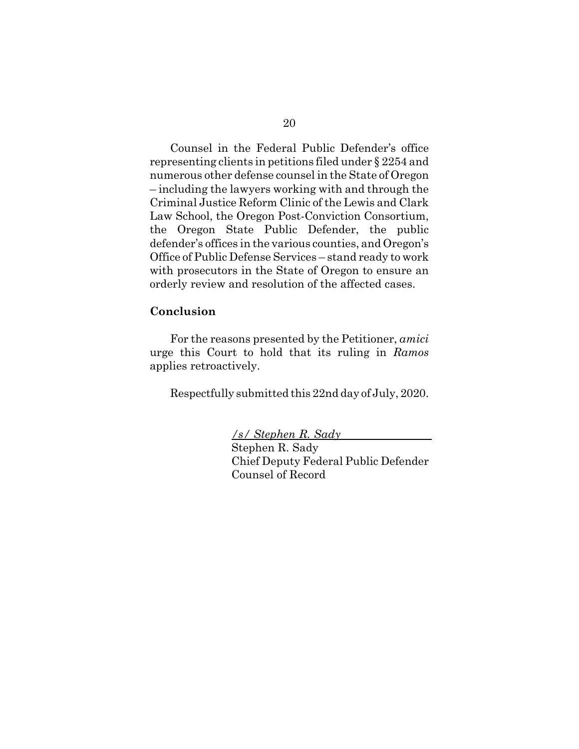Counsel in the Federal Public Defender's office representing clients in petitions filed under § 2254 and numerous other defense counsel in the State of Oregon – including the lawyers working with and through the Criminal Justice Reform Clinic of the Lewis and Clark Law School, the Oregon Post-Conviction Consortium, the Oregon State Public Defender, the public defender's offices in the various counties, and Oregon's Office of Public Defense Services – stand ready to work with prosecutors in the State of Oregon to ensure an orderly review and resolution of the affected cases.

## Conclusion

For the reasons presented by the Petitioner, *amici* urge this Court to hold that its ruling in *Ramos* applies retroactively.

Respectfully submitted this 22nd day of July, 2020.

*/s/ Stephen R. Sady*
Stephen R. Sady
Chief Deputy Federal Public Defender
Counsel of Record